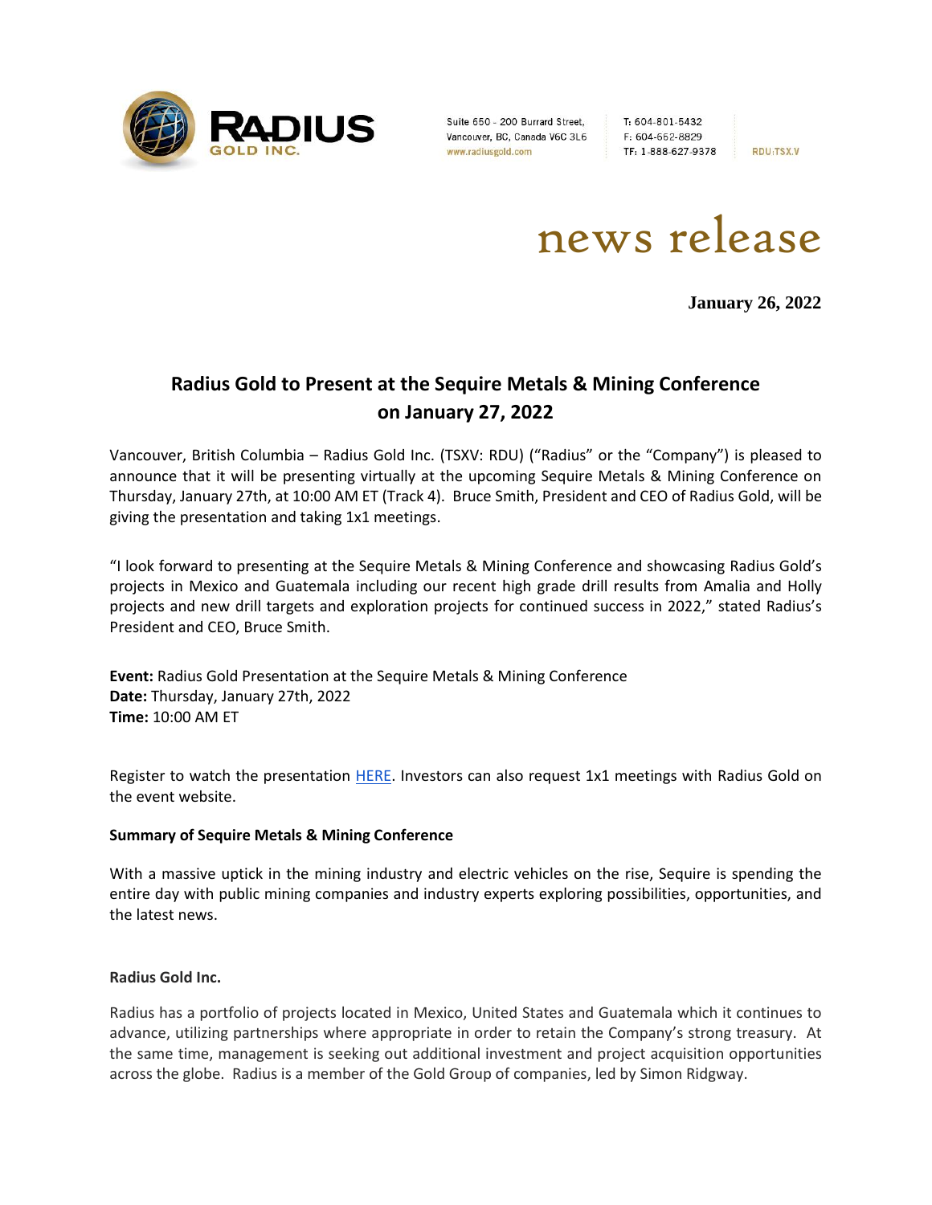RADIUS GOLD INC.

Suite 650 - 200 Burrard Street, Vancouver, BC, Canada V6C 3L6
www.radiusgold.com

T: 604-801-5432
F: 604-662-8829
TF: 1-888-627-9378

RDU:TSX.V

news release

**January 26, 2022**

# Radius Gold to Present at the Sequire Metals & Mining Conference on January 27, 2022

Vancouver, British Columbia – Radius Gold Inc. (TSXV: RDU) ("Radius" or the "Company") is pleased to announce that it will be presenting virtually at the upcoming Sequire Metals & Mining Conference on Thursday, January 27th, at 10:00 AM ET (Track 4). Bruce Smith, President and CEO of Radius Gold, will be giving the presentation and taking 1x1 meetings.

"I look forward to presenting at the Sequire Metals & Mining Conference and showcasing Radius Gold's projects in Mexico and Guatemala including our recent high grade drill results from Amalia and Holly projects and new drill targets and exploration projects for continued success in 2022," stated Radius's President and CEO, Bruce Smith.

**Event:** Radius Gold Presentation at the Sequire Metals & Mining Conference
**Date:** Thursday, January 27th, 2022
**Time:** 10:00 AM ET

Register to watch the presentation HERE. Investors can also request 1x1 meetings with Radius Gold on the event website.

**Summary of Sequire Metals & Mining Conference**

With a massive uptick in the mining industry and electric vehicles on the rise, Sequire is spending the entire day with public mining companies and industry experts exploring possibilities, opportunities, and the latest news.

**Radius Gold Inc.**

Radius has a portfolio of projects located in Mexico, United States and Guatemala which it continues to advance, utilizing partnerships where appropriate in order to retain the Company's strong treasury. At the same time, management is seeking out additional investment and project acquisition opportunities across the globe. Radius is a member of the Gold Group of companies, led by Simon Ridgway.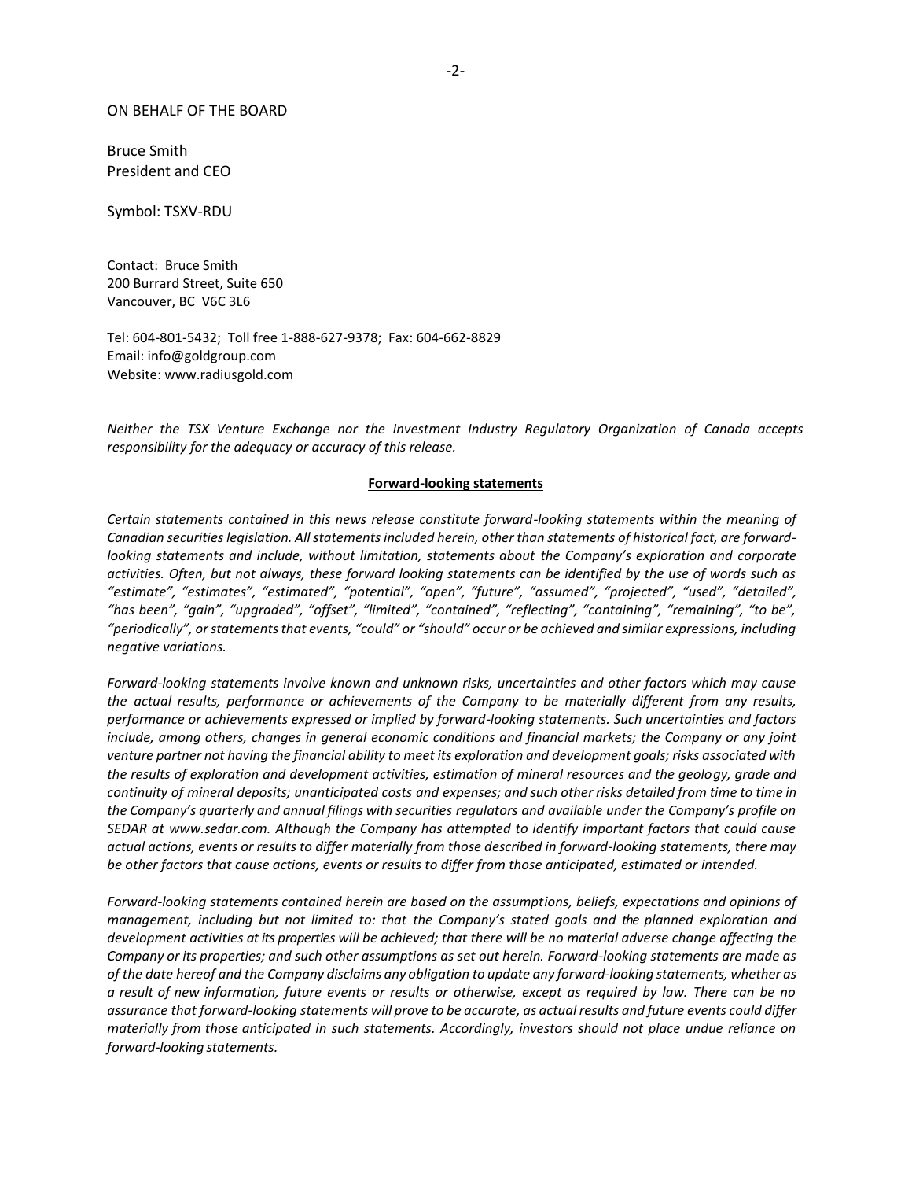ON BEHALF OF THE BOARD

Bruce Smith
President and CEO

Symbol: TSXV-RDU

Contact: Bruce Smith
200 Burrard Street, Suite 650
Vancouver, BC V6C 3L6

Tel: 604-801-5432; Toll free 1-888-627-9378; Fax: 604-662-8829
Email: info@goldgroup.com
Website: www.radiusgold.com

*Neither the TSX Venture Exchange nor the Investment Industry Regulatory Organization of Canada accepts responsibility for the adequacy or accuracy of this release.*

**Forward-looking statements**

*Certain statements contained in this news release constitute forward-looking statements within the meaning of Canadian securities legislation. All statements included herein, other than statements of historical fact, are forward-looking statements and include, without limitation, statements about the Company's exploration and corporate activities. Often, but not always, these forward looking statements can be identified by the use of words such as "estimate", "estimates", "estimated", "potential", "open", "future", "assumed", "projected", "used", "detailed", "has been", "gain", "upgraded", "offset", "limited", "contained", "reflecting", "containing", "remaining", "to be", "periodically", or statements that events, "could" or "should" occur or be achieved and similar expressions, including negative variations.*

*Forward-looking statements involve known and unknown risks, uncertainties and other factors which may cause the actual results, performance or achievements of the Company to be materially different from any results, performance or achievements expressed or implied by forward-looking statements. Such uncertainties and factors include, among others, changes in general economic conditions and financial markets; the Company or any joint venture partner not having the financial ability to meet its exploration and development goals; risks associated with the results of exploration and development activities, estimation of mineral resources and the geology, grade and continuity of mineral deposits; unanticipated costs and expenses; and such other risks detailed from time to time in the Company's quarterly and annual filings with securities regulators and available under the Company's profile on SEDAR at www.sedar.com. Although the Company has attempted to identify important factors that could cause actual actions, events or results to differ materially from those described in forward-looking statements, there may be other factors that cause actions, events or results to differ from those anticipated, estimated or intended.*

*Forward-looking statements contained herein are based on the assumptions, beliefs, expectations and opinions of management, including but not limited to: that the Company's stated goals and the planned exploration and development activities at its properties will be achieved; that there will be no material adverse change affecting the Company or its properties; and such other assumptions as set out herein. Forward-looking statements are made as of the date hereof and the Company disclaims any obligation to update any forward-looking statements, whether as a result of new information, future events or results or otherwise, except as required by law. There can be no assurance that forward-looking statements will prove to be accurate, as actual results and future events could differ materially from those anticipated in such statements. Accordingly, investors should not place undue reliance on forward-looking statements.*